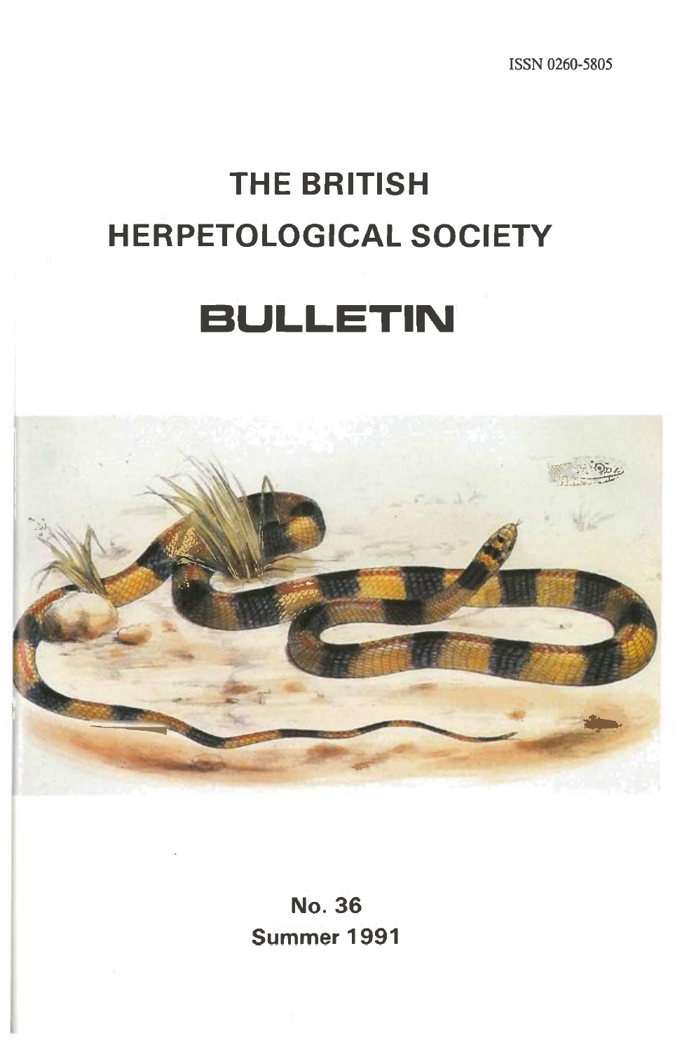ISSN 0260-5805

# THE BRITISH HERPETOLOGICAL SOCIETY

# BULLETIN

**No. 36**
**Summer 1991**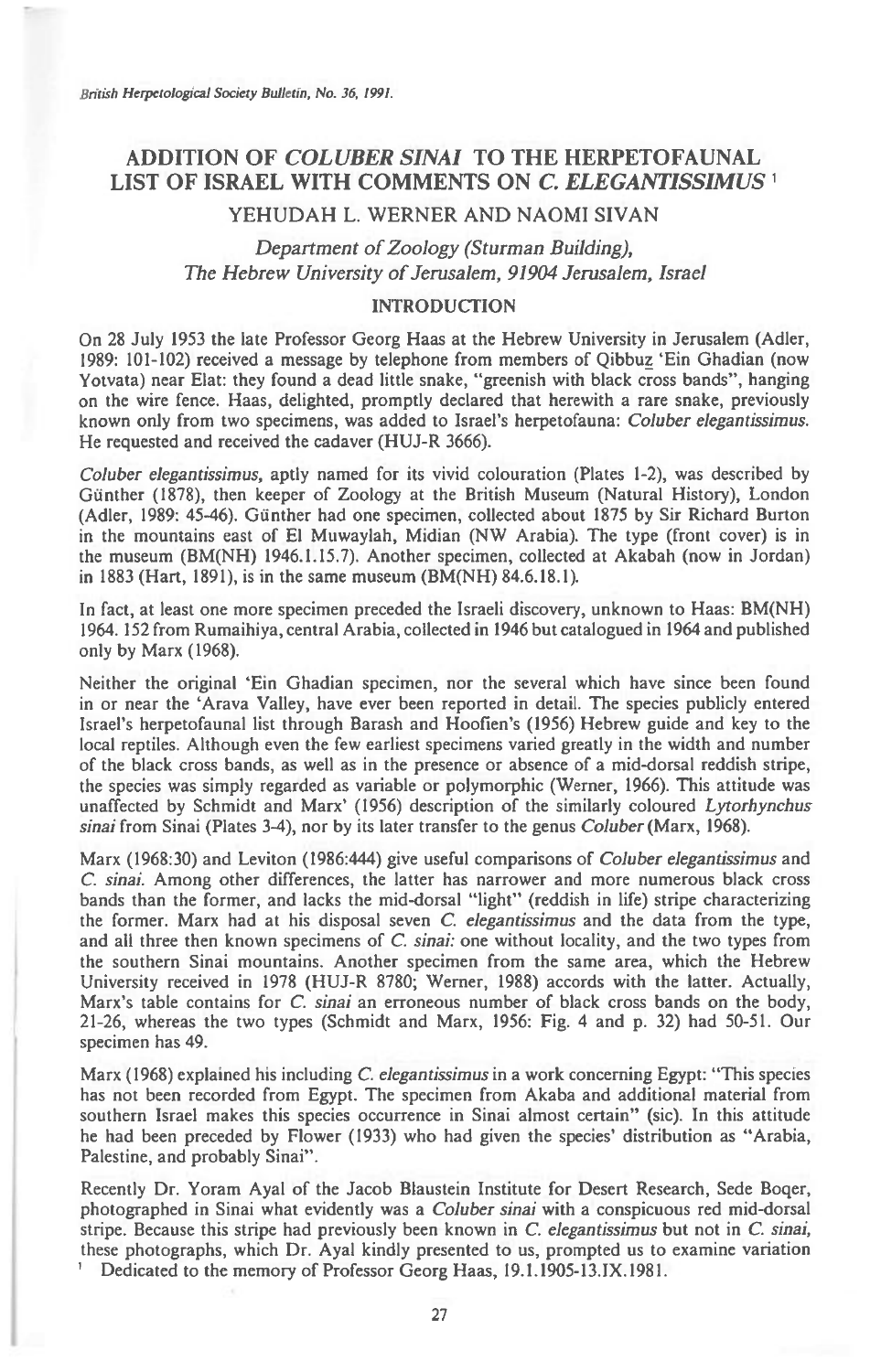# ADDITION OF *COLUBER SINAI* TO THE HERPETOFAUNAL LIST OF ISRAEL WITH COMMENTS ON *C. ELEGANTISSIMUS* [1]

YEHUDAH L. WERNER AND NAOMI SIVAN

*Department of Zoology (Sturman Building), The Hebrew University of Jerusalem, 91904 Jerusalem, Israel*

## INTRODUCTION

On 28 July 1953 the late Professor Georg Haas at the Hebrew University in Jerusalem (Adler, 1989: 101-102) received a message by telephone from members of Qibbuẕ 'Ein Ghadian (now Yotvata) near Elat: they found a dead little snake, "greenish with black cross bands", hanging on the wire fence. Haas, delighted, promptly declared that herewith a rare snake, previously known only from two specimens, was added to Israel's herpetofauna: *Coluber elegantissimus*. He requested and received the cadaver (HUJ-R 3666).

*Coluber elegantissimus*, aptly named for its vivid colouration (Plates 1-2), was described by Günther (1878), then keeper of Zoology at the British Museum (Natural History), London (Adler, 1989: 45-46). Günther had one specimen, collected about 1875 by Sir Richard Burton in the mountains east of El Muwaylah, Midian (NW Arabia). The type (front cover) is in the museum (BM(NH) 1946.1.15.7). Another specimen, collected at Akabah (now in Jordan) in 1883 (Hart, 1891), is in the same museum (BM(NH) 84.6.18.1).

In fact, at least one more specimen preceded the Israeli discovery, unknown to Haas: BM(NH) 1964. 152 from Rumaihiya, central Arabia, collected in 1946 but catalogued in 1964 and published only by Marx (1968).

Neither the original 'Ein Ghadian specimen, nor the several which have since been found in or near the 'Arava Valley, have ever been reported in detail. The species publicly entered Israel's herpetofaunal list through Barash and Hoofien's (1956) Hebrew guide and key to the local reptiles. Although even the few earliest specimens varied greatly in the width and number of the black cross bands, as well as in the presence or absence of a mid-dorsal reddish stripe, the species was simply regarded as variable or polymorphic (Werner, 1966). This attitude was unaffected by Schmidt and Marx' (1956) description of the similarly coloured *Lytorhynchus sinai* from Sinai (Plates 3-4), nor by its later transfer to the genus *Coluber* (Marx, 1968).

Marx (1968:30) and Leviton (1986:444) give useful comparisons of *Coluber elegantissimus* and *C. sinai*. Among other differences, the latter has narrower and more numerous black cross bands than the former, and lacks the mid-dorsal "light" (reddish in life) stripe characterizing the former. Marx had at his disposal seven *C. elegantissimus* and the data from the type, and all three then known specimens of *C. sinai*: one without locality, and the two types from the southern Sinai mountains. Another specimen from the same area, which the Hebrew University received in 1978 (HUJ-R 8780; Werner, 1988) accords with the latter. Actually, Marx's table contains for *C. sinai* an erroneous number of black cross bands on the body, 21-26, whereas the two types (Schmidt and Marx, 1956: Fig. 4 and p. 32) had 50-51. Our specimen has 49.

Marx (1968) explained his including *C. elegantissimus* in a work concerning Egypt: "This species has not been recorded from Egypt. The specimen from Akaba and additional material from southern Israel makes this species occurrence in Sinai almost certain" (sic). In this attitude he had been preceded by Flower (1933) who had given the species' distribution as "Arabia, Palestine, and probably Sinai".

Recently Dr. Yoram Ayal of the Jacob Blaustein Institute for Desert Research, Sede Boqer, photographed in Sinai what evidently was a *Coluber sinai* with a conspicuous red mid-dorsal stripe. Because this stripe had previously been known in *C. elegantissimus* but not in *C. sinai*, these photographs, which Dr. Ayal kindly presented to us, prompted us to examine variation

[1] Dedicated to the memory of Professor Georg Haas, 19.1.1905-13.IX.1981.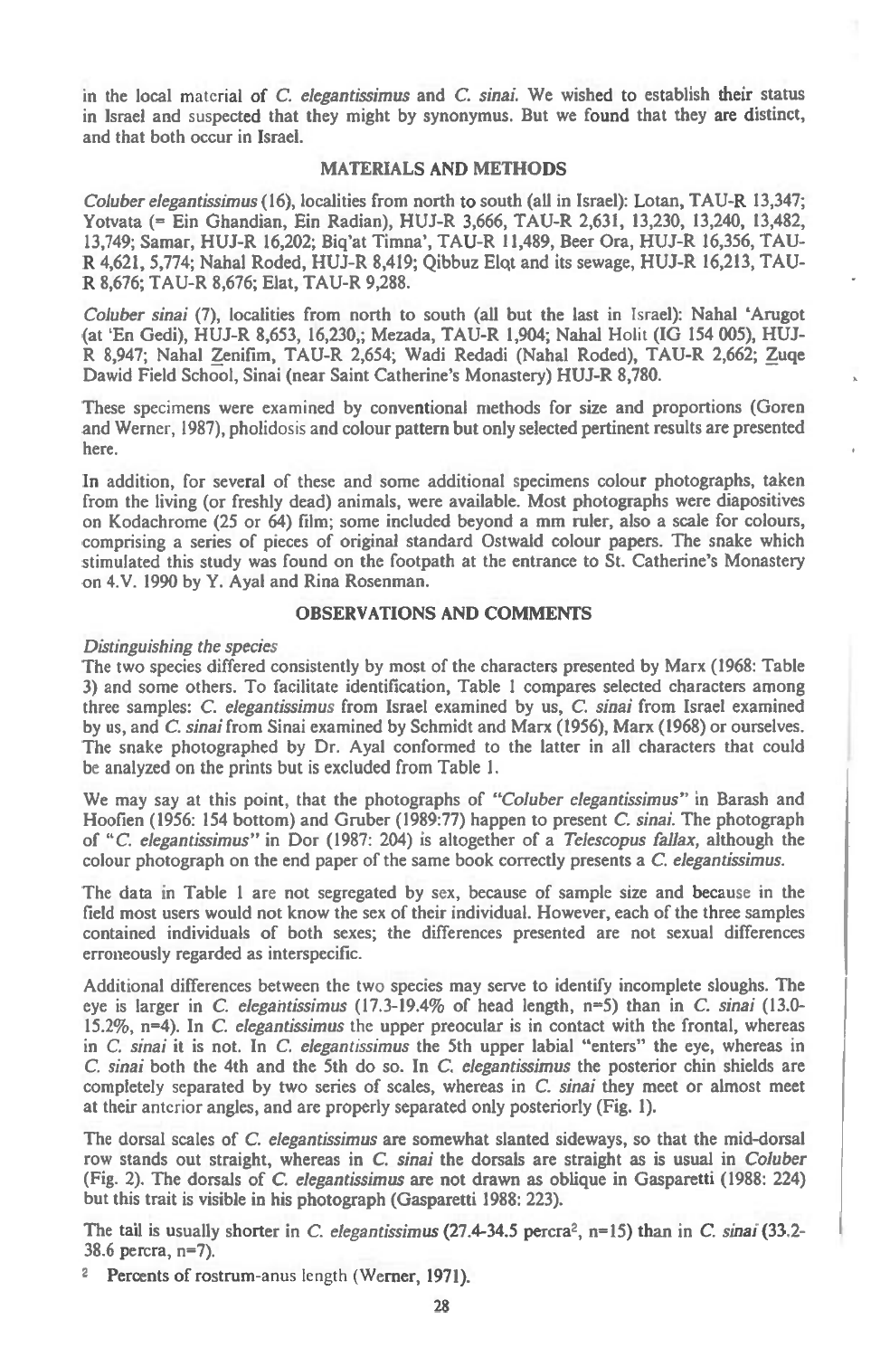in the local material of *C. elegantissimus* and *C. sinai*. We wished to establish their status in Israel and suspected that they might by synonymus. But we found that they are distinct, and that both occur in Israel.

## MATERIALS AND METHODS

*Coluber elegantissimus* (16), localities from north to south (all in Israel): Lotan, TAU-R 13,347; Yotvata (= Ein Ghandian, Ein Radian), HUJ-R 3,666, TAU-R 2,631, 13,230, 13,240, 13,482, 13,749; Samar, HUJ-R 16,202; Biq'at Timna', TAU-R 11,489, Beer Ora, HUJ-R 16,356, TAU-R 4,621, 5,774; Nahal Roded, HUJ-R 8,419; Qibbuz Elqt and its sewage, HUJ-R 16,213, TAU-R 8,676; TAU-R 8,676; Elat, TAU-R 9,288.

*Coluber sinai* (7), localities from north to south (all but the last in Israel): Nahal 'Arugot (at 'En Gedi), HUJ-R 8,653, 16,230,; Mezada, TAU-R 1,904; Nahal Holit (IG 154 005), HUJ-R 8,947; Nahal Zenifim, TAU-R 2,654; Wadi Redadi (Nahal Roded), TAU-R 2,662; Zuqe Dawid Field School, Sinai (near Saint Catherine's Monastery) HUJ-R 8,780.

These specimens were examined by conventional methods for size and proportions (Goren and Werner, 1987), pholidosis and colour pattern but only selected pertinent results are presented here.

In addition, for several of these and some additional specimens colour photographs, taken from the living (or freshly dead) animals, were available. Most photographs were diapositives on Kodachrome (25 or 64) film; some included beyond a mm ruler, also a scale for colours, comprising a series of pieces of original standard Ostwald colour papers. The snake which stimulated this study was found on the footpath at the entrance to St. Catherine's Monastery on 4.V. 1990 by Y. Ayal and Rina Rosenman.

## OBSERVATIONS AND COMMENTS

### *Distinguishing the species*

The two species differed consistently by most of the characters presented by Marx (1968: Table 3) and some others. To facilitate identification, Table 1 compares selected characters among three samples: *C. elegantissimus* from Israel examined by us, *C. sinai* from Israel examined by us, and *C. sinai* from Sinai examined by Schmidt and Marx (1956), Marx (1968) or ourselves. The snake photographed by Dr. Ayal conformed to the latter in all characters that could be analyzed on the prints but is excluded from Table 1.

We may say at this point, that the photographs of "*Coluber elegantissimus*" in Barash and Hoofien (1956: 154 bottom) and Gruber (1989:77) happen to present *C. sinai*. The photograph of "*C. elegantissimus*" in Dor (1987: 204) is altogether of a *Telescopus fallax*, although the colour photograph on the end paper of the same book correctly presents a *C. elegantissimus*.

The data in Table 1 are not segregated by sex, because of sample size and because in the field most users would not know the sex of their individual. However, each of the three samples contained individuals of both sexes; the differences presented are not sexual differences erroneously regarded as interspecific.

Additional differences between the two species may serve to identify incomplete sloughs. The eye is larger in *C. elegantissimus* (17.3-19.4% of head length, n=5) than in *C. sinai* (13.0-15.2%, n=4). In *C. elegantissimus* the upper preocular is in contact with the frontal, whereas in *C. sinai* it is not. In *C. elegantissimus* the 5th upper labial "enters" the eye, whereas in *C. sinai* both the 4th and the 5th do so. In *C. elegantissimus* the posterior chin shields are completely separated by two series of scales, whereas in *C. sinai* they meet or almost meet at their anterior angles, and are properly separated only posteriorly (Fig. 1).

The dorsal scales of *C. elegantissimus* are somewhat slanted sideways, so that the mid-dorsal row stands out straight, whereas in *C. sinai* the dorsals are straight as is usual in *Coluber* (Fig. 2). The dorsals of *C. elegantissimus* are not drawn as oblique in Gasparetti (1988: 224) but this trait is visible in his photograph (Gasparetti 1988: 223).

The tail is usually shorter in *C. elegantissimus* (27.4-34.5 percra[2], n=15) than in *C. sinai* (33.2-38.6 percra, n=7).

[2] Percents of rostrum-anus length (Werner, 1971).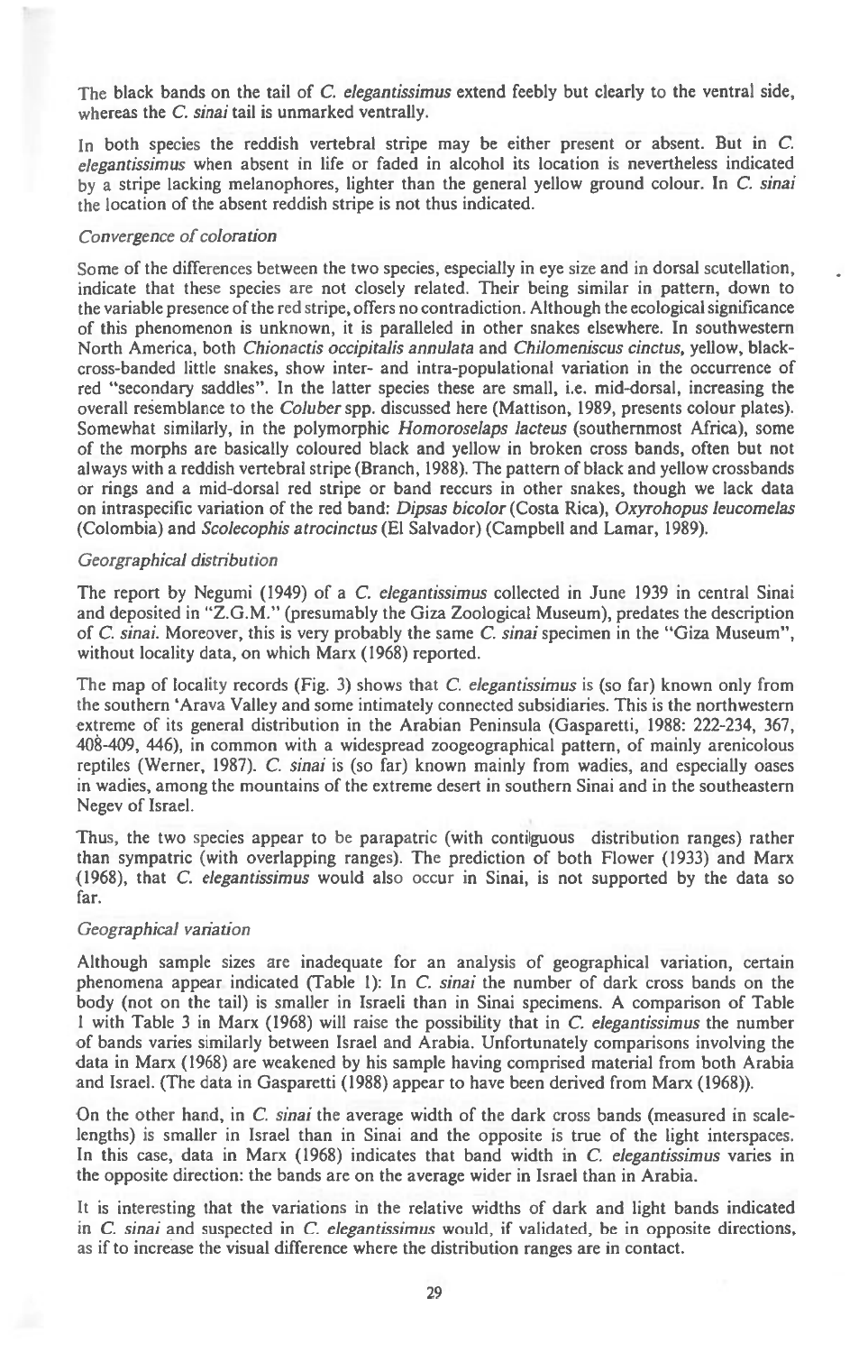The black bands on the tail of *C. elegantissimus* extend feebly but clearly to the ventral side, whereas the *C. sinai* tail is unmarked ventrally.

In both species the reddish vertebral stripe may be either present or absent. But in *C. elegantissimus* when absent in life or faded in alcohol its location is nevertheless indicated by a stripe lacking melanophores, lighter than the general yellow ground colour. In *C. sinai* the location of the absent reddish stripe is not thus indicated.

### *Convergence of coloration*

Some of the differences between the two species, especially in eye size and in dorsal scutellation, indicate that these species are not closely related. Their being similar in pattern, down to the variable presence of the red stripe, offers no contradiction. Although the ecological significance of this phenomenon is unknown, it is paralleled in other snakes elsewhere. In southwestern North America, both *Chionactis occipitalis annulata* and *Chilomeniscus cinctus*, yellow, black-cross-banded little snakes, show inter- and intra-populational variation in the occurrence of red "secondary saddles". In the latter species these are small, i.e. mid-dorsal, increasing the overall resemblance to the *Coluber* spp. discussed here (Mattison, 1989, presents colour plates). Somewhat similarly, in the polymorphic *Homoroselaps lacteus* (southernmost Africa), some of the morphs are basically coloured black and yellow in broken cross bands, often but not always with a reddish vertebral stripe (Branch, 1988). The pattern of black and yellow crossbands or rings and a mid-dorsal red stripe or band reccurs in other snakes, though we lack data on intraspecific variation of the red band: *Dipsas bicolor* (Costa Rica), *Oxyrohopus leucomelas* (Colombia) and *Scolecophis atrocinctus* (El Salvador) (Campbell and Lamar, 1989).

### *Georgraphical distribution*

The report by Negumi (1949) of a *C. elegantissimus* collected in June 1939 in central Sinai and deposited in "Z.G.M." (presumably the Giza Zoological Museum), predates the description of *C. sinai*. Moreover, this is very probably the same *C. sinai* specimen in the "Giza Museum", without locality data, on which Marx (1968) reported.

The map of locality records (Fig. 3) shows that *C. elegantissimus* is (so far) known only from the southern 'Arava Valley and some intimately connected subsidiaries. This is the northwestern extreme of its general distribution in the Arabian Peninsula (Gasparetti, 1988: 222-234, 367, 408-409, 446), in common with a widespread zoogeographical pattern, of mainly arenicolous reptiles (Werner, 1987). *C. sinai* is (so far) known mainly from wadies, and especially oases in wadies, among the mountains of the extreme desert in southern Sinai and in the southeastern Negev of Israel.

Thus, the two species appear to be parapatric (with contiguous distribution ranges) rather than sympatric (with overlapping ranges). The prediction of both Flower (1933) and Marx (1968), that *C. elegantissimus* would also occur in Sinai, is not supported by the data so far.

### *Geographical variation*

Although sample sizes are inadequate for an analysis of geographical variation, certain phenomena appear indicated (Table 1): In *C. sinai* the number of dark cross bands on the body (not on the tail) is smaller in Israeli than in Sinai specimens. A comparison of Table 1 with Table 3 in Marx (1968) will raise the possibility that in *C. elegantissimus* the number of bands varies similarly between Israel and Arabia. Unfortunately comparisons involving the data in Marx (1968) are weakened by his sample having comprised material from both Arabia and Israel. (The data in Gasparetti (1988) appear to have been derived from Marx (1968)).

On the other hand, in *C. sinai* the average width of the dark cross bands (measured in scale-lengths) is smaller in Israel than in Sinai and the opposite is true of the light interspaces. In this case, data in Marx (1968) indicates that band width in *C. elegantissimus* varies in the opposite direction: the bands are on the average wider in Israel than in Arabia.

It is interesting that the variations in the relative widths of dark and light bands indicated in *C. sinai* and suspected in *C. elegantissimus* would, if validated, be in opposite directions, as if to increase the visual difference where the distribution ranges are in contact.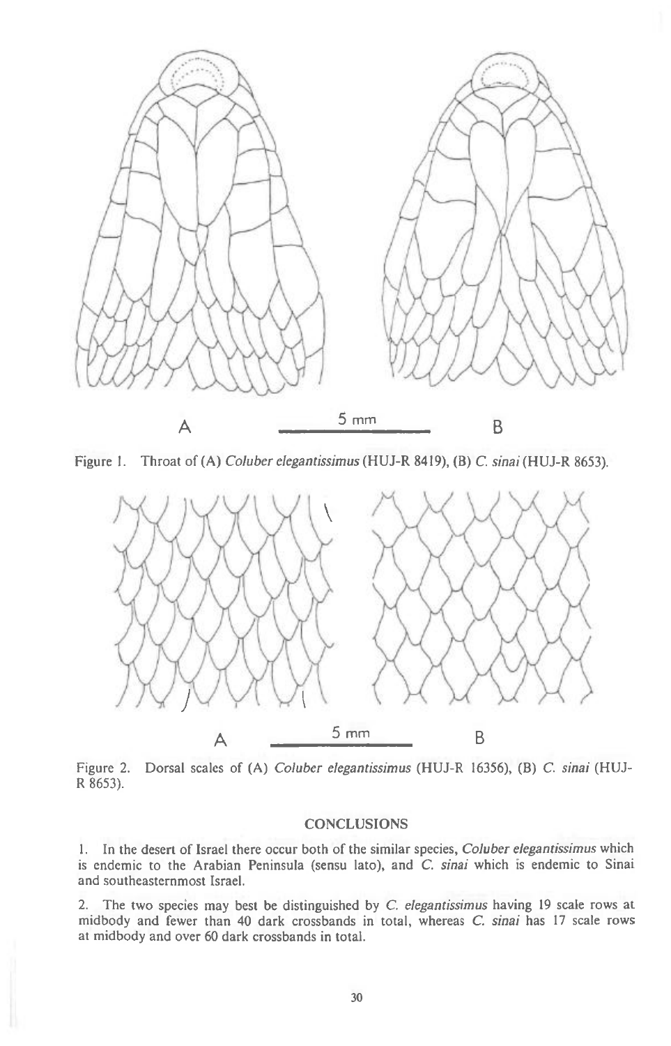Figure 1. Throat of (A) *Coluber elegantissimus* (HUJ-R 8419), (B) *C. sinai* (HUJ-R 8653).

Figure 2. Dorsal scales of (A) *Coluber elegantissimus* (HUJ-R 16356), (B) *C. sinai* (HUJ-R 8653).

## CONCLUSIONS

1. In the desert of Israel there occur both of the similar species, *Coluber elegantissimus* which is endemic to the Arabian Peninsula (sensu lato), and *C. sinai* which is endemic to Sinai and southeasternmost Israel.

2. The two species may best be distinguished by *C. elegantissimus* having 19 scale rows at midbody and fewer than 40 dark crossbands in total, whereas *C. sinai* has 17 scale rows at midbody and over 60 dark crossbands in total.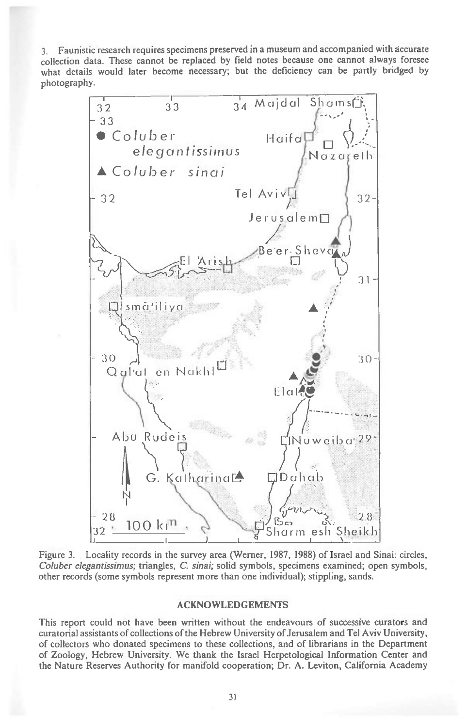3. Faunistic research requires specimens preserved in a museum and accompanied with accurate collection data. These cannot be replaced by field notes because one cannot always foresee what details would later become necessary; but the deficiency can be partly bridged by photography.

Figure 3. Locality records in the survey area (Werner, 1987, 1988) of Israel and Sinai: circles, *Coluber elegantissimus;* triangles, *C. sinai;* solid symbols, specimens examined; open symbols, other records (some symbols represent more than one individual); stippling, sands.

## ACKNOWLEDGEMENTS

This report could not have been written without the endeavours of successive curators and curatorial assistants of collections of the Hebrew University of Jerusalem and Tel Aviv University, of collectors who donated specimens to these collections, and of librarians in the Department of Zoology, Hebrew University. We thank the Israel Herpetological Information Center and the Nature Reserves Authority for manifold cooperation; Dr. A. Leviton, California Academy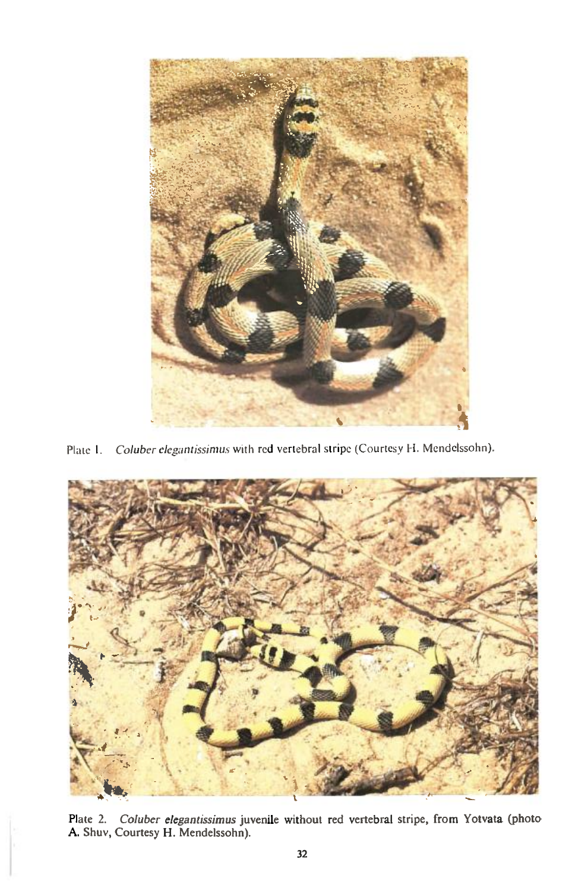Plate 1. *Coluber elegantissimus* with red vertebral stripe (Courtesy H. Mendelssohn).

Plate 2. *Coluber elegantissimus* juvenile without red vertebral stripe, from Yotvata (photo A. Shuv, Courtesy H. Mendelssohn).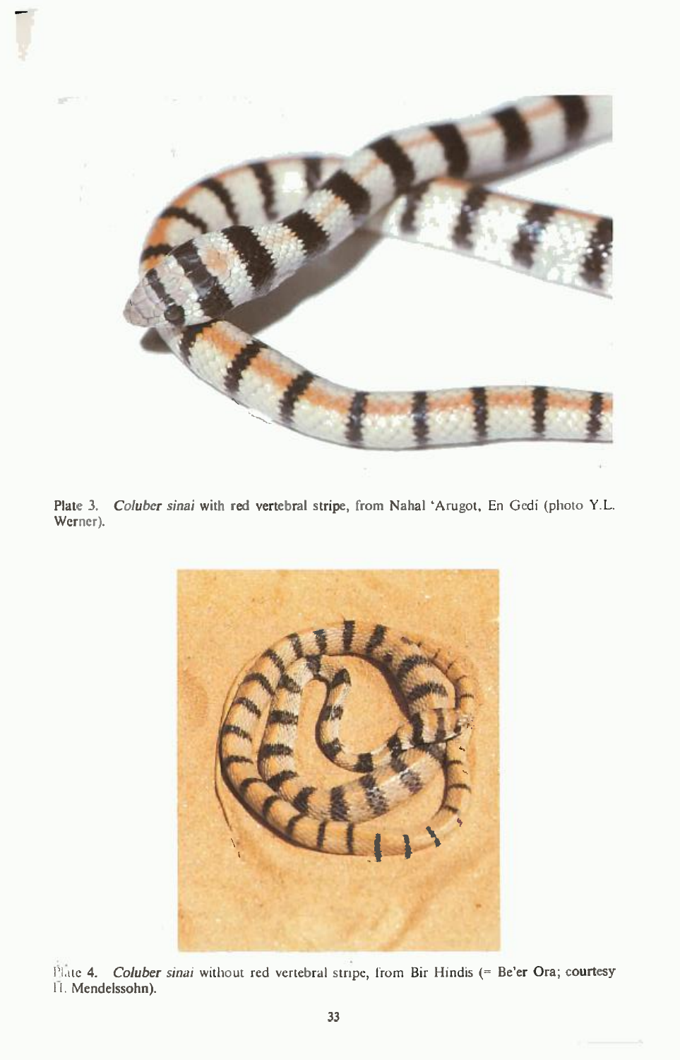Plate 3. *Coluber sinai* with red vertebral stripe, from Nahal 'Arugot, En Gedi (photo Y.L. Werner).

Plate 4. *Coluber sinai* without red vertebral stripe, from Bir Hindis (= Be'er Ora; courtesy H. Mendelssohn).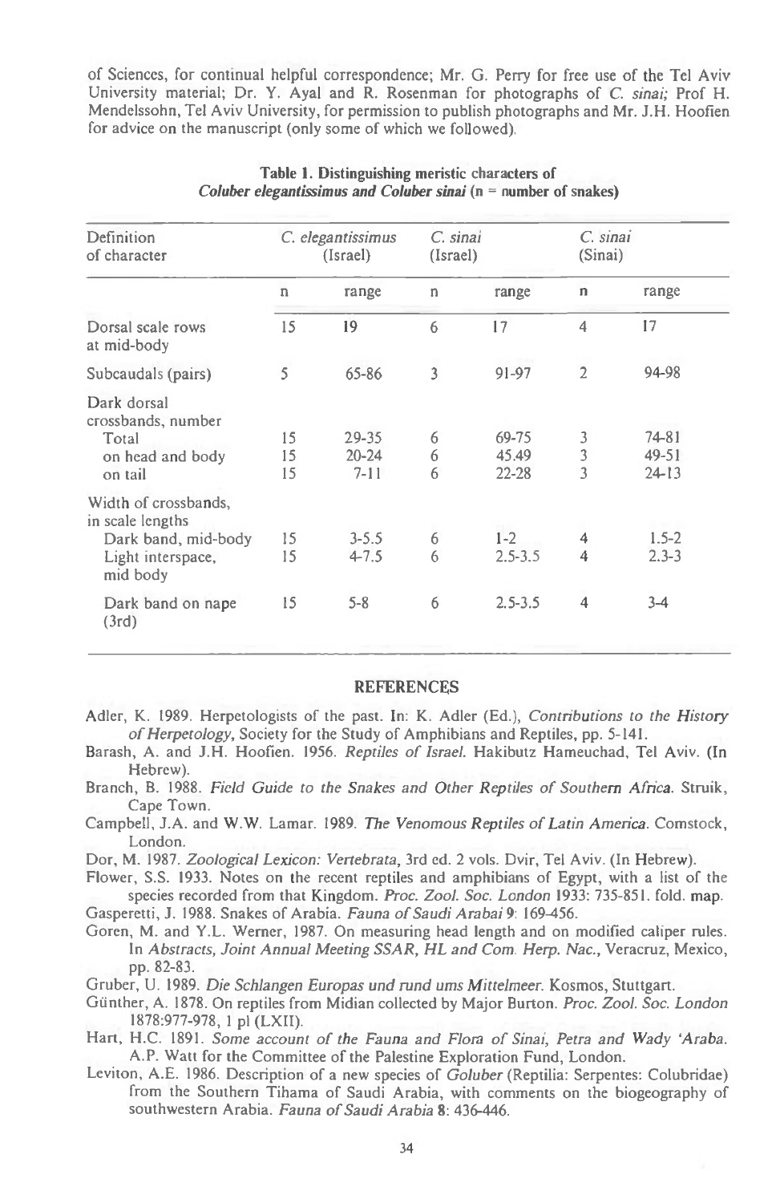of Sciences, for continual helpful correspondence; Mr. G. Perry for free use of the Tel Aviv University material; Dr. Y. Ayal and R. Rosenman for photographs of *C. sinai;* Prof H. Mendelssohn, Tel Aviv University, for permission to publish photographs and Mr. J.H. Hoofien for advice on the manuscript (only some of which we followed).

**Table 1. Distinguishing meristic characters of *Coluber elegantissimus* and *Coluber sinai* (n = number of snakes)**

| Definition of character | *C. elegantissimus* (Israel) | | *C. sinai* (Israel) | | *C. sinai* (Sinai) | |
|---|---|---|---|---|---|---|
| | n | range | n | range | n | range |
| Dorsal scale rows at mid-body | 15 | 19 | 6 | 17 | 4 | 17 |
| Subcaudals (pairs) | 5 | 65-86 | 3 | 91-97 | 2 | 94-98 |
| Dark dorsal crossbands, number | | | | | | |
| Total | 15 | 29-35 | 6 | 69-75 | 3 | 74-81 |
| on head and body | 15 | 20-24 | 6 | 45.49 | 3 | 49-51 |
| on tail | 15 | 7-11 | 6 | 22-28 | 3 | 24-13 |
| Width of crossbands, in scale lengths | | | | | | |
| Dark band, mid-body | 15 | 3-5.5 | 6 | 1-2 | 4 | 1.5-2 |
| Light interspace, mid body | 15 | 4-7.5 | 6 | 2.5-3.5 | 4 | 2.3-3 |
| Dark band on nape (3rd) | 15 | 5-8 | 6 | 2.5-3.5 | 4 | 3-4 |

## REFERENCES

Adler, K. 1989. Herpetologists of the past. In: K. Adler (Ed.), *Contributions to the History of Herpetology,* Society for the Study of Amphibians and Reptiles, pp. 5-141.

Barash, A. and J.H. Hoofien. 1956. *Reptiles of Israel.* Hakibutz Hameuchad, Tel Aviv. (In Hebrew).

Branch, B. 1988. *Field Guide to the Snakes and Other Reptiles of Southern Africa.* Struik, Cape Town.

Campbell, J.A. and W.W. Lamar. 1989. *The Venomous Reptiles of Latin America.* Comstock, London.

Dor, M. 1987. *Zoological Lexicon: Vertebrata,* 3rd ed. 2 vols. Dvir, Tel Aviv. (In Hebrew).

Flower, S.S. 1933. Notes on the recent reptiles and amphibians of Egypt, with a list of the species recorded from that Kingdom. *Proc. Zool. Soc. London* 1933: 735-851. fold. map.

Gasperetti, J. 1988. Snakes of Arabia. *Fauna of Saudi Arabai* 9: 169-456.

Goren, M. and Y.L. Werner, 1987. On measuring head length and on modified caliper rules. In *Abstracts, Joint Annual Meeting SSAR, HL and Com. Herp. Nac.,* Veracruz, Mexico, pp. 82-83.

Gruber, U. 1989. *Die Schlangen Europas und rund ums Mittelmeer.* Kosmos, Stuttgart.

Günther, A. 1878. On reptiles from Midian collected by Major Burton. *Proc. Zool. Soc. London* 1878:977-978, 1 pl (LXII).

Hart, H.C. 1891. *Some account of the Fauna and Flora of Sinai, Petra and Wady 'Araba.* A.P. Watt for the Committee of the Palestine Exploration Fund, London.

Leviton, A.E. 1986. Description of a new species of *Goluber* (Reptilia: Serpentes: Colubridae) from the Southern Tihama of Saudi Arabia, with comments on the biogeography of southwestern Arabia. *Fauna of Saudi Arabia* 8: 436-446.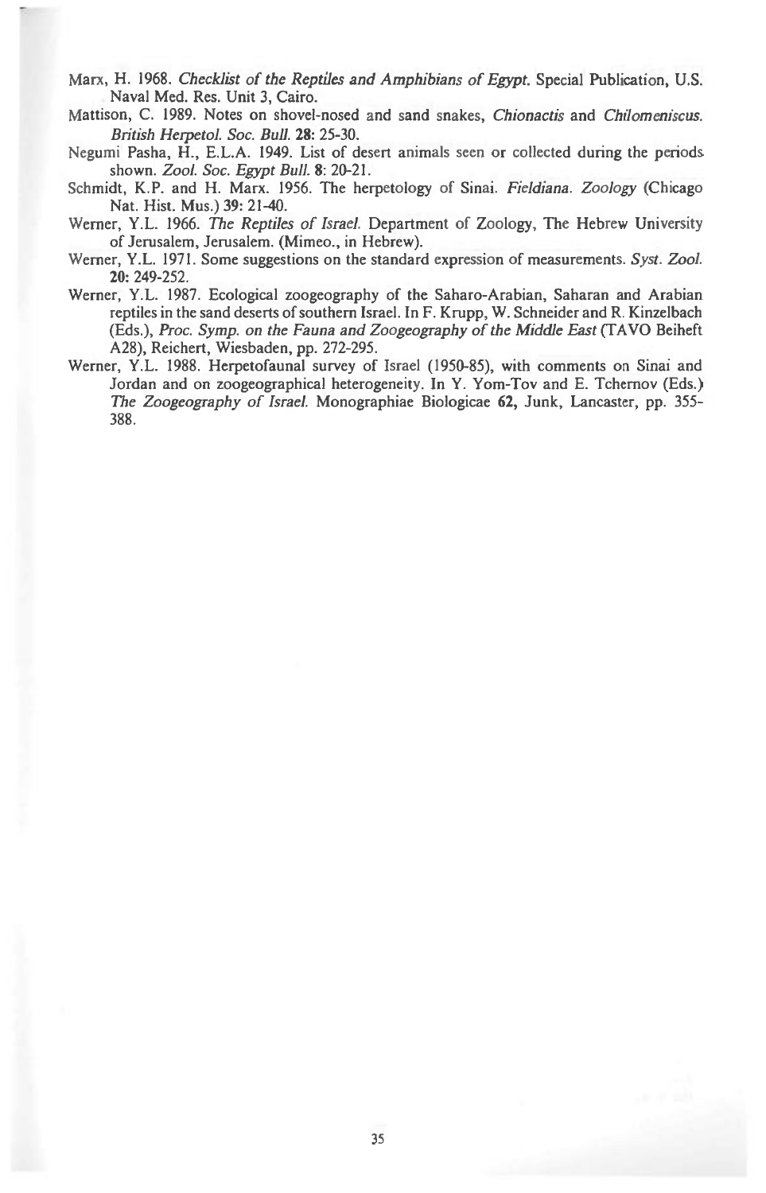Marx, H. 1968. *Checklist of the Reptiles and Amphibians of Egypt.* Special Publication, U.S. Naval Med. Res. Unit 3, Cairo.

Mattison, C. 1989. Notes on shovel-nosed and sand snakes, *Chionactis* and *Chilomeniscus. British Herpetol. Soc. Bull.* **28:** 25-30.

Negumi Pasha, H., E.L.A. 1949. List of desert animals seen or collected during the periods shown. *Zool. Soc. Egypt Bull.* **8**: 20-21.

Schmidt, K.P. and H. Marx. 1956. The herpetology of Sinai. *Fieldiana. Zoology* (Chicago Nat. Hist. Mus.) **39:** 21-40.

Werner, Y.L. 1966. *The Reptiles of Israel.* Department of Zoology, The Hebrew University of Jerusalem, Jerusalem. (Mimeo., in Hebrew).

Werner, Y.L. 1971. Some suggestions on the standard expression of measurements. *Syst. Zool.* **20:** 249-252.

Werner, Y.L. 1987. Ecological zoogeography of the Saharo-Arabian, Saharan and Arabian reptiles in the sand deserts of southern Israel. In F. Krupp, W. Schneider and R. Kinzelbach (Eds.), *Proc. Symp. on the Fauna and Zoogeography of the Middle East* (TAVO Beiheft A28), Reichert, Wiesbaden, pp. 272-295.

Werner, Y.L. 1988. Herpetofaunal survey of Israel (1950-85), with comments on Sinai and Jordan and on zoogeographical heterogeneity. In Y. Yom-Tov and E. Tchernov (Eds.) *The Zoogeography of Israel.* Monographiae Biologicae **62,** Junk, Lancaster, pp. 355-388.